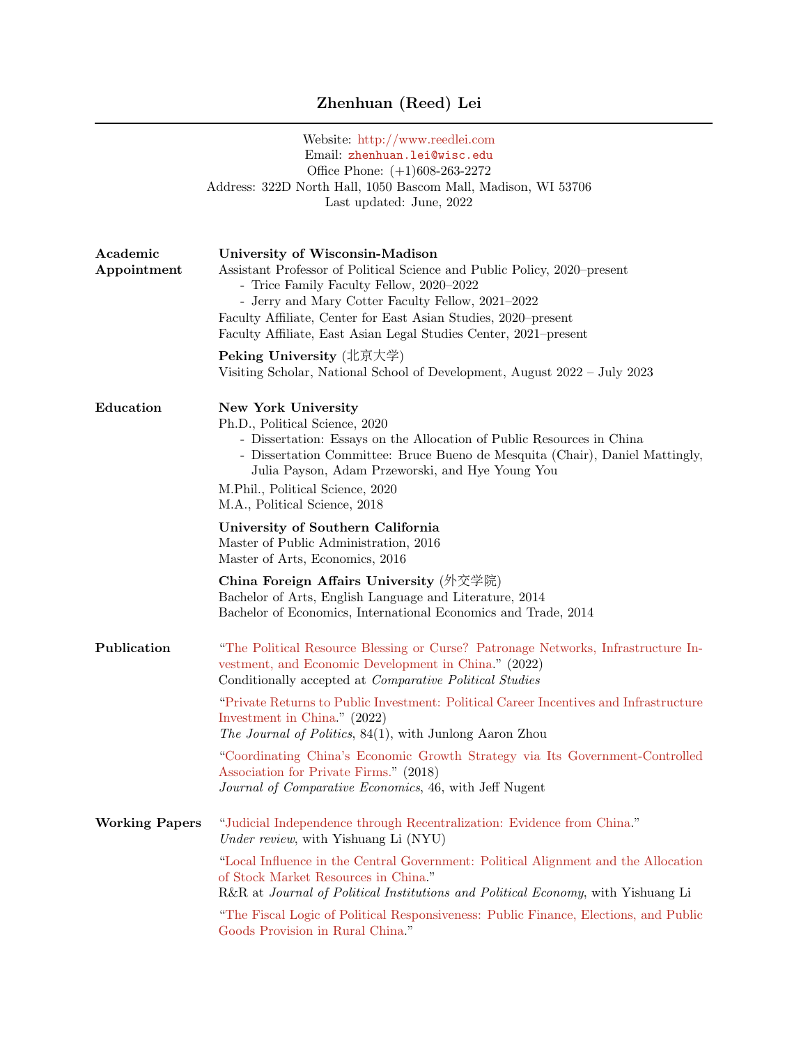# Zhenhuan (Reed) Lei

Website: http://www.reedlei.com
Email: zhenhuan.lei@wisc.edu
Office Phone: (+1)608-263-2272
Address: 322D North Hall, 1050 Bascom Mall, Madison, WI 53706
Last updated: June, 2022

## Academic Appointment

**University of Wisconsin-Madison**
Assistant Professor of Political Science and Public Policy, 2020–present
- Trice Family Faculty Fellow, 2020–2022
- Jerry and Mary Cotter Faculty Fellow, 2021–2022

Faculty Affiliate, Center for East Asian Studies, 2020–present
Faculty Affiliate, East Asian Legal Studies Center, 2021–present

**Peking University** (北京大学)
Visiting Scholar, National School of Development, August 2022 – July 2023

## Education

**New York University**
Ph.D., Political Science, 2020
- Dissertation: Essays on the Allocation of Public Resources in China
- Dissertation Committee: Bruce Bueno de Mesquita (Chair), Daniel Mattingly, Julia Payson, Adam Przeworski, and Hye Young You

M.Phil., Political Science, 2020
M.A., Political Science, 2018

**University of Southern California**
Master of Public Administration, 2016
Master of Arts, Economics, 2016

**China Foreign Affairs University** (外交学院)
Bachelor of Arts, English Language and Literature, 2014
Bachelor of Economics, International Economics and Trade, 2014

## Publication

"The Political Resource Blessing or Curse? Patronage Networks, Infrastructure Investment, and Economic Development in China." (2022)
Conditionally accepted at *Comparative Political Studies*

"Private Returns to Public Investment: Political Career Incentives and Infrastructure Investment in China." (2022)
*The Journal of Politics*, 84(1), with Junlong Aaron Zhou

"Coordinating China's Economic Growth Strategy via Its Government-Controlled Association for Private Firms." (2018)
*Journal of Comparative Economics*, 46, with Jeff Nugent

## Working Papers

"Judicial Independence through Recentralization: Evidence from China."
*Under review*, with Yishuang Li (NYU)

"Local Influence in the Central Government: Political Alignment and the Allocation of Stock Market Resources in China."
R&R at *Journal of Political Institutions and Political Economy*, with Yishuang Li

"The Fiscal Logic of Political Responsiveness: Public Finance, Elections, and Public Goods Provision in Rural China."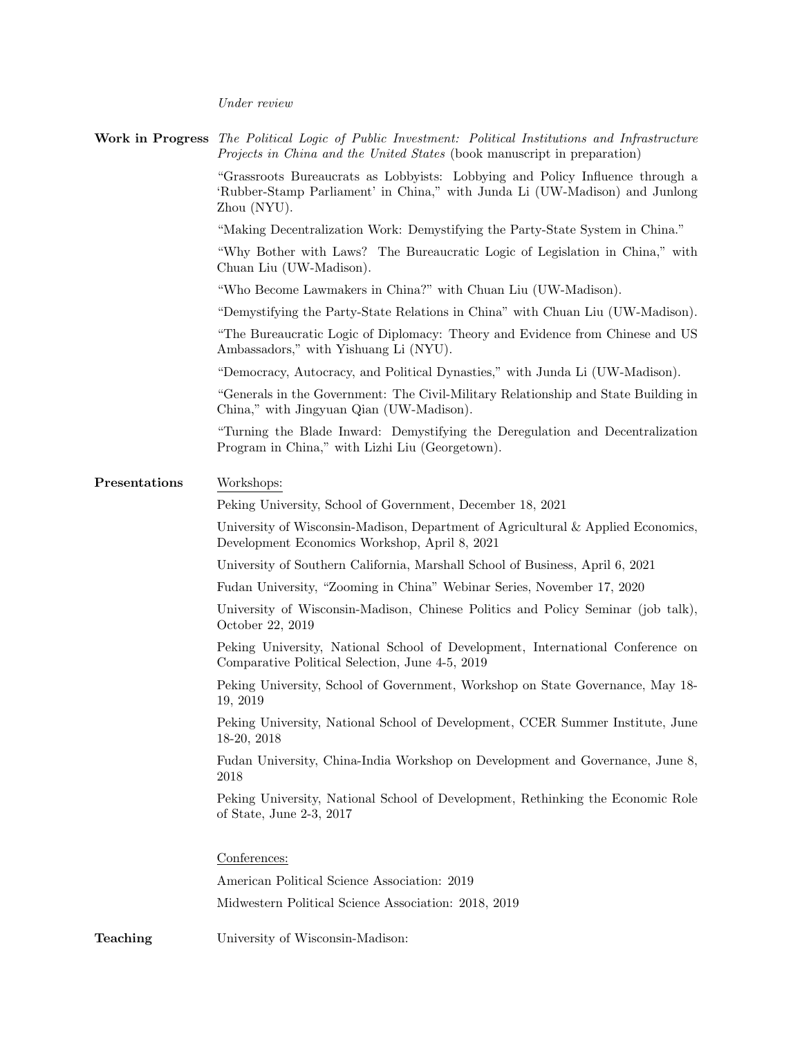*Under review*

**Work in Progress**

*The Political Logic of Public Investment: Political Institutions and Infrastructure Projects in China and the United States* (book manuscript in preparation)

"Grassroots Bureaucrats as Lobbyists: Lobbying and Policy Influence through a 'Rubber-Stamp Parliament' in China," with Junda Li (UW-Madison) and Junlong Zhou (NYU).

"Making Decentralization Work: Demystifying the Party-State System in China."

"Why Bother with Laws? The Bureaucratic Logic of Legislation in China," with Chuan Liu (UW-Madison).

"Who Become Lawmakers in China?" with Chuan Liu (UW-Madison).

"Demystifying the Party-State Relations in China" with Chuan Liu (UW-Madison).

"The Bureaucratic Logic of Diplomacy: Theory and Evidence from Chinese and US Ambassadors," with Yishuang Li (NYU).

"Democracy, Autocracy, and Political Dynasties," with Junda Li (UW-Madison).

"Generals in the Government: The Civil-Military Relationship and State Building in China," with Jingyuan Qian (UW-Madison).

"Turning the Blade Inward: Demystifying the Deregulation and Decentralization Program in China," with Lizhi Liu (Georgetown).

**Presentations**

Workshops:

Peking University, School of Government, December 18, 2021

University of Wisconsin-Madison, Department of Agricultural & Applied Economics, Development Economics Workshop, April 8, 2021

University of Southern California, Marshall School of Business, April 6, 2021

Fudan University, "Zooming in China" Webinar Series, November 17, 2020

University of Wisconsin-Madison, Chinese Politics and Policy Seminar (job talk), October 22, 2019

Peking University, National School of Development, International Conference on Comparative Political Selection, June 4-5, 2019

Peking University, School of Government, Workshop on State Governance, May 18-19, 2019

Peking University, National School of Development, CCER Summer Institute, June 18-20, 2018

Fudan University, China-India Workshop on Development and Governance, June 8, 2018

Peking University, National School of Development, Rethinking the Economic Role of State, June 2-3, 2017

Conferences:

American Political Science Association: 2019

Midwestern Political Science Association: 2018, 2019

**Teaching**

University of Wisconsin-Madison: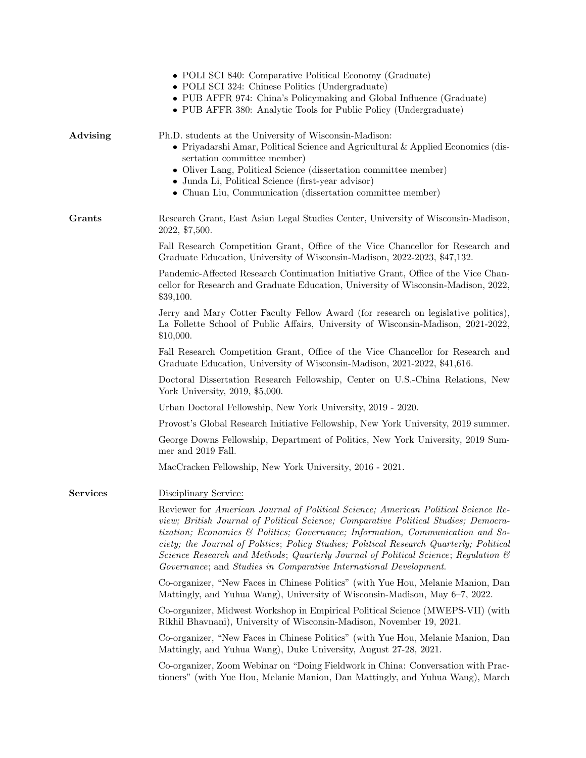- POLI SCI 840: Comparative Political Economy (Graduate)
- POLI SCI 324: Chinese Politics (Undergraduate)
- PUB AFFR 974: China's Policymaking and Global Influence (Graduate)
- PUB AFFR 380: Analytic Tools for Public Policy (Undergraduate)

## Advising

Ph.D. students at the University of Wisconsin-Madison:

- Priyadarshi Amar, Political Science and Agricultural & Applied Economics (dissertation committee member)
- Oliver Lang, Political Science (dissertation committee member)
- Junda Li, Political Science (first-year advisor)
- Chuan Liu, Communication (dissertation committee member)

## Grants

Research Grant, East Asian Legal Studies Center, University of Wisconsin-Madison, 2022, $7,500.

Fall Research Competition Grant, Office of the Vice Chancellor for Research and Graduate Education, University of Wisconsin-Madison, 2022-2023, $47,132.

Pandemic-Affected Research Continuation Initiative Grant, Office of the Vice Chancellor for Research and Graduate Education, University of Wisconsin-Madison, 2022, $39,100.

Jerry and Mary Cotter Faculty Fellow Award (for research on legislative politics), La Follette School of Public Affairs, University of Wisconsin-Madison, 2021-2022, $10,000.

Fall Research Competition Grant, Office of the Vice Chancellor for Research and Graduate Education, University of Wisconsin-Madison, 2021-2022, $41,616.

Doctoral Dissertation Research Fellowship, Center on U.S.-China Relations, New York University, 2019, $5,000.

Urban Doctoral Fellowship, New York University, 2019 - 2020.

Provost's Global Research Initiative Fellowship, New York University, 2019 summer.

George Downs Fellowship, Department of Politics, New York University, 2019 Summer and 2019 Fall.

MacCracken Fellowship, New York University, 2016 - 2021.

## Services

Disciplinary Service:

Reviewer for *American Journal of Political Science; American Political Science Review; British Journal of Political Science; Comparative Political Studies; Democratization; Economics & Politics; Governance; Information, Communication and Society; the Journal of Politics*; *Policy Studies; Political Research Quarterly; Political Science Research and Methods*; *Quarterly Journal of Political Science*; *Regulation & Governance*; and *Studies in Comparative International Development*.

Co-organizer, "New Faces in Chinese Politics" (with Yue Hou, Melanie Manion, Dan Mattingly, and Yuhua Wang), University of Wisconsin-Madison, May 6–7, 2022.

Co-organizer, Midwest Workshop in Empirical Political Science (MWEPS-VII) (with Rikhil Bhavnani), University of Wisconsin-Madison, November 19, 2021.

Co-organizer, "New Faces in Chinese Politics" (with Yue Hou, Melanie Manion, Dan Mattingly, and Yuhua Wang), Duke University, August 27-28, 2021.

Co-organizer, Zoom Webinar on "Doing Fieldwork in China: Conversation with Practioners" (with Yue Hou, Melanie Manion, Dan Mattingly, and Yuhua Wang), March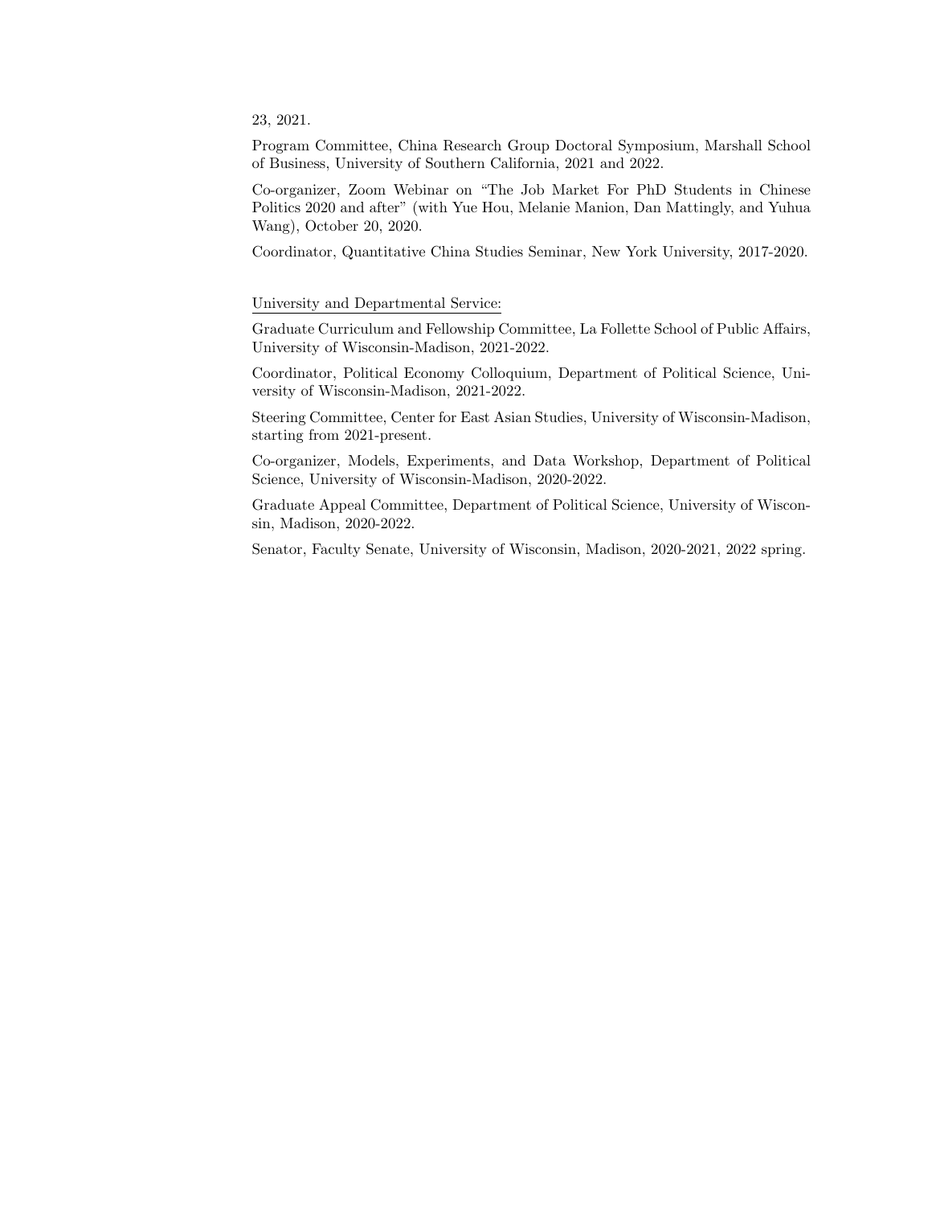23, 2021.

Program Committee, China Research Group Doctoral Symposium, Marshall School of Business, University of Southern California, 2021 and 2022.

Co-organizer, Zoom Webinar on "The Job Market For PhD Students in Chinese Politics 2020 and after" (with Yue Hou, Melanie Manion, Dan Mattingly, and Yuhua Wang), October 20, 2020.

Coordinator, Quantitative China Studies Seminar, New York University, 2017-2020.

University and Departmental Service:

Graduate Curriculum and Fellowship Committee, La Follette School of Public Affairs, University of Wisconsin-Madison, 2021-2022.

Coordinator, Political Economy Colloquium, Department of Political Science, University of Wisconsin-Madison, 2021-2022.

Steering Committee, Center for East Asian Studies, University of Wisconsin-Madison, starting from 2021-present.

Co-organizer, Models, Experiments, and Data Workshop, Department of Political Science, University of Wisconsin-Madison, 2020-2022.

Graduate Appeal Committee, Department of Political Science, University of Wisconsin, Madison, 2020-2022.

Senator, Faculty Senate, University of Wisconsin, Madison, 2020-2021, 2022 spring.